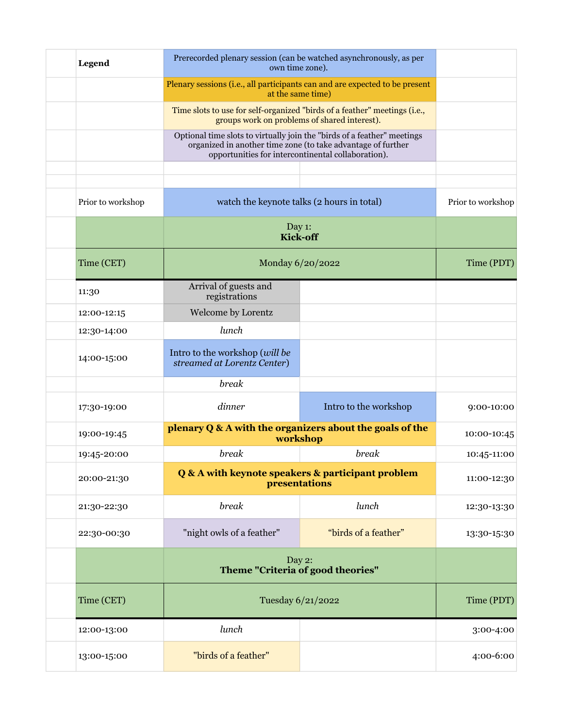| | | | | |
|---|---|---|---|---|
| | **Legend** | Prerecorded plenary session (can be watched asynchronously, as per own time zone). | | |
| | | Plenary sessions (i.e., all participants can and are expected to be present at the same time) | | |
| | | Time slots to use for self-organized "birds of a feather" meetings (i.e., groups work on problems of shared interest). | | |
| | | Optional time slots to virtually join the "birds of a feather" meetings organized in another time zone (to take advantage of further opportunities for intercontinental collaboration). | | |

| | | | | |
|---|---|---|---|---|
| | Prior to workshop | watch the keynote talks (2 hours in total) | | Prior to workshop |
| | | Day 1: **Kick-off** | | |
| | Time (CET) | Monday 6/20/2022 | | Time (PDT) |
| | 11:30 | Arrival of guests and registrations | | |
| | 12:00-12:15 | Welcome by Lorentz | | |
| | 12:30-14:00 | *lunch* | | |
| | 14:00-15:00 | Intro to the workshop (*will be streamed at Lorentz Center*) | | |
| | | *break* | | |
| | 17:30-19:00 | *dinner* | Intro to the workshop | 9:00-10:00 |
| | 19:00-19:45 | **plenary Q & A with the organizers about the goals of the workshop** | | 10:00-10:45 |
| | 19:45-20:00 | *break* | *break* | 10:45-11:00 |
| | 20:00-21:30 | **Q & A with keynote speakers & participant problem presentations** | | 11:00-12:30 |
| | 21:30-22:30 | *break* | *lunch* | 12:30-13:30 |
| | 22:30-00:30 | "night owls of a feather" | "birds of a feather" | 13:30-15:30 |
| | | Day 2: **Theme "Criteria of good theories"** | | |
| | Time (CET) | Tuesday 6/21/2022 | | Time (PDT) |
| | 12:00-13:00 | *lunch* | | 3:00-4:00 |
| | 13:00-15:00 | "birds of a feather" | | 4:00-6:00 |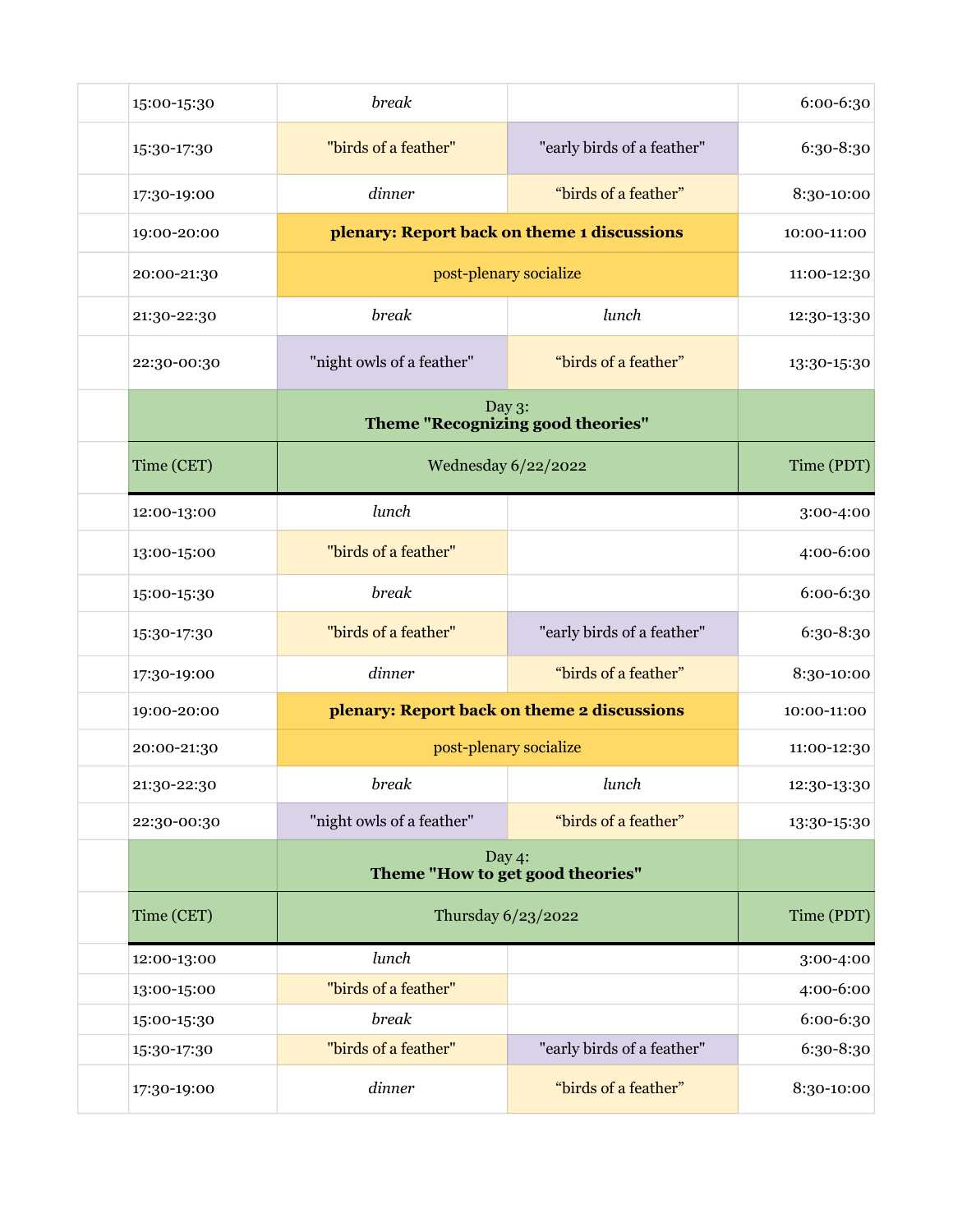| | Time (CET) | | | Time (PDT) |
|---|---|---|---|---|
| | 15:00-15:30 | *break* | | 6:00-6:30 |
| | 15:30-17:30 | "birds of a feather" | "early birds of a feather" | 6:30-8:30 |
| | 17:30-19:00 | *dinner* | "birds of a feather" | 8:30-10:00 |
| | 19:00-20:00 | **plenary: Report back on theme 1 discussions** | | 10:00-11:00 |
| | 20:00-21:30 | post-plenary socialize | | 11:00-12:30 |
| | 21:30-22:30 | *break* | *lunch* | 12:30-13:30 |
| | 22:30-00:30 | "night owls of a feather" | "birds of a feather" | 13:30-15:30 |
| | | Day 3: **Theme "Recognizing good theories"** | | |
| | Time (CET) | Wednesday 6/22/2022 | | Time (PDT) |
| | 12:00-13:00 | *lunch* | | 3:00-4:00 |
| | 13:00-15:00 | "birds of a feather" | | 4:00-6:00 |
| | 15:00-15:30 | *break* | | 6:00-6:30 |
| | 15:30-17:30 | "birds of a feather" | "early birds of a feather" | 6:30-8:30 |
| | 17:30-19:00 | *dinner* | "birds of a feather" | 8:30-10:00 |
| | 19:00-20:00 | **plenary: Report back on theme 2 discussions** | | 10:00-11:00 |
| | 20:00-21:30 | post-plenary socialize | | 11:00-12:30 |
| | 21:30-22:30 | *break* | *lunch* | 12:30-13:30 |
| | 22:30-00:30 | "night owls of a feather" | "birds of a feather" | 13:30-15:30 |
| | | Day 4: **Theme "How to get good theories"** | | |
| | Time (CET) | Thursday 6/23/2022 | | Time (PDT) |
| | 12:00-13:00 | *lunch* | | 3:00-4:00 |
| | 13:00-15:00 | "birds of a feather" | | 4:00-6:00 |
| | 15:00-15:30 | *break* | | 6:00-6:30 |
| | 15:30-17:30 | "birds of a feather" | "early birds of a feather" | 6:30-8:30 |
| | 17:30-19:00 | *dinner* | "birds of a feather" | 8:30-10:00 |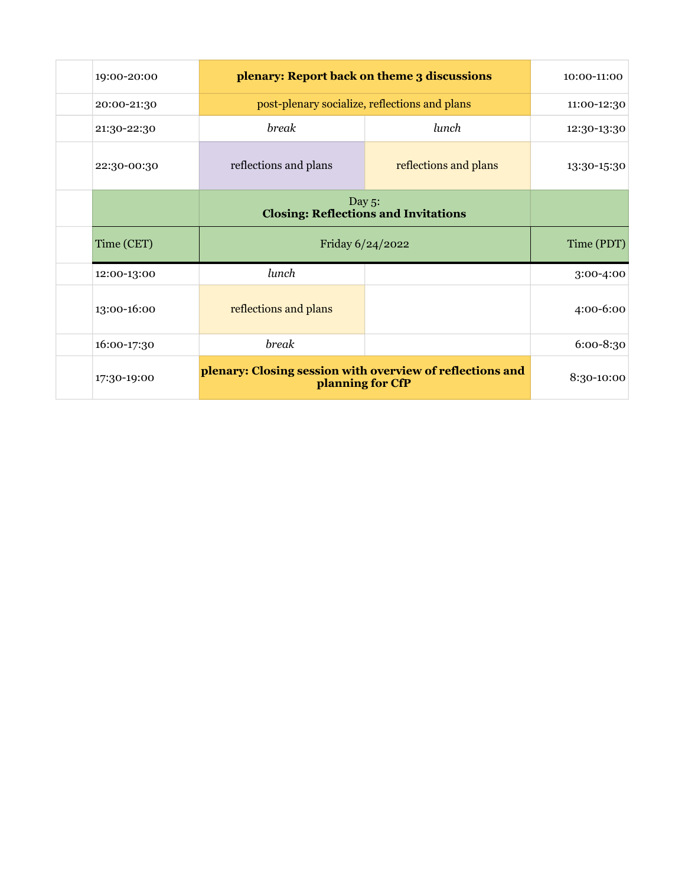| | | | | |
|---|---|---|---|---|
| | 19:00-20:00 | **plenary: Report back on theme 3 discussions** | | 10:00-11:00 |
| | 20:00-21:30 | post-plenary socialize, reflections and plans | | 11:00-12:30 |
| | 21:30-22:30 | *break* | *lunch* | 12:30-13:30 |
| | 22:30-00:30 | reflections and plans | reflections and plans | 13:30-15:30 |
| | | Day 5: **Closing: Reflections and Invitations** | | |
| | Time (CET) | Friday 6/24/2022 | | Time (PDT) |
| | 12:00-13:00 | *lunch* | | 3:00-4:00 |
| | 13:00-16:00 | reflections and plans | | 4:00-6:00 |
| | 16:00-17:30 | *break* | | 6:00-8:30 |
| | 17:30-19:00 | **plenary: Closing session with overview of reflections and planning for CfP** | | 8:30-10:00 |